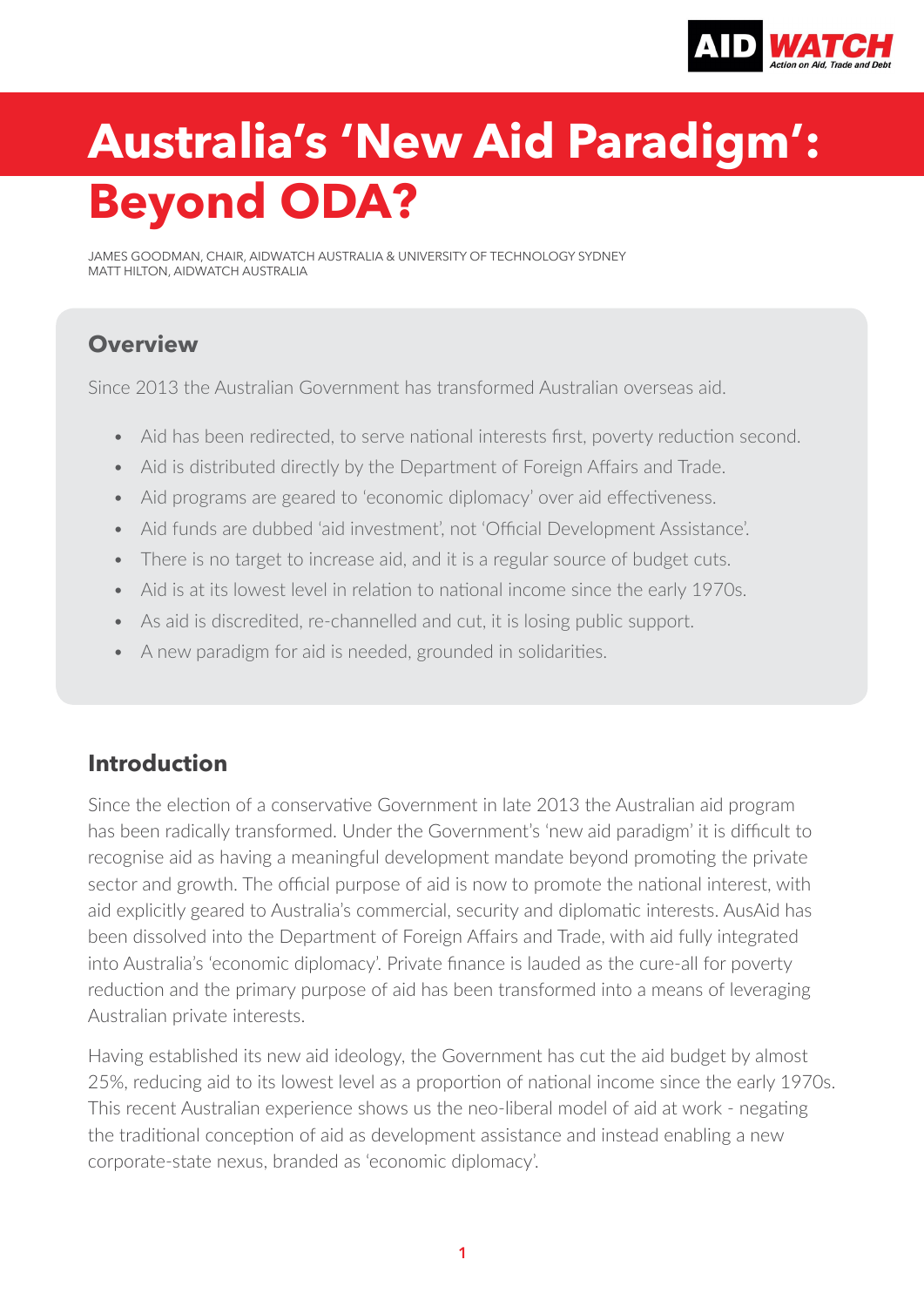# Australia's 'New Aid Paradigm': Beyond ODA?

JAMES GOODMAN, CHAIR, AIDWATCH AUSTRALIA & UNIVERSITY OF TECHNOLOGY SYDNEY
MATT HILTON, AIDWATCH AUSTRALIA

## Overview

Since 2013 the Australian Government has transformed Australian overseas aid.

- Aid has been redirected, to serve national interests first, poverty reduction second.
- Aid is distributed directly by the Department of Foreign Affairs and Trade.
- Aid programs are geared to 'economic diplomacy' over aid effectiveness.
- Aid funds are dubbed 'aid investment', not 'Official Development Assistance'.
- There is no target to increase aid, and it is a regular source of budget cuts.
- Aid is at its lowest level in relation to national income since the early 1970s.
- As aid is discredited, re-channelled and cut, it is losing public support.
- A new paradigm for aid is needed, grounded in solidarities.

## Introduction

Since the election of a conservative Government in late 2013 the Australian aid program has been radically transformed. Under the Government's 'new aid paradigm' it is difficult to recognise aid as having a meaningful development mandate beyond promoting the private sector and growth. The official purpose of aid is now to promote the national interest, with aid explicitly geared to Australia's commercial, security and diplomatic interests. AusAid has been dissolved into the Department of Foreign Affairs and Trade, with aid fully integrated into Australia's 'economic diplomacy'. Private finance is lauded as the cure-all for poverty reduction and the primary purpose of aid has been transformed into a means of leveraging Australian private interests.

Having established its new aid ideology, the Government has cut the aid budget by almost 25%, reducing aid to its lowest level as a proportion of national income since the early 1970s. This recent Australian experience shows us the neo-liberal model of aid at work - negating the traditional conception of aid as development assistance and instead enabling a new corporate-state nexus, branded as 'economic diplomacy'.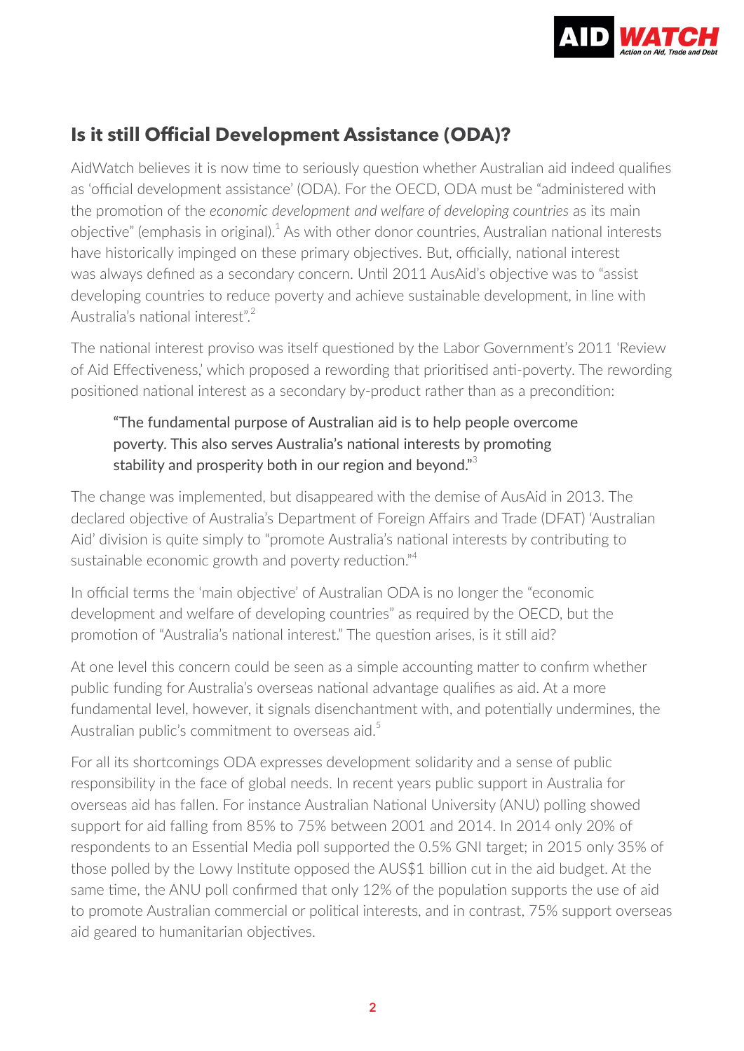## Is it still Official Development Assistance (ODA)?

AidWatch believes it is now time to seriously question whether Australian aid indeed qualifies as 'official development assistance' (ODA). For the OECD, ODA must be "administered with the promotion of the *economic development and welfare of developing countries* as its main objective" (emphasis in original).[1] As with other donor countries, Australian national interests have historically impinged on these primary objectives. But, officially, national interest was always defined as a secondary concern. Until 2011 AusAid's objective was to "assist developing countries to reduce poverty and achieve sustainable development, in line with Australia's national interest".[2]

The national interest proviso was itself questioned by the Labor Government's 2011 'Review of Aid Effectiveness,' which proposed a rewording that prioritised anti-poverty. The rewording positioned national interest as a secondary by-product rather than as a precondition:

> "The fundamental purpose of Australian aid is to help people overcome poverty. This also serves Australia's national interests by promoting stability and prosperity both in our region and beyond."[3]

The change was implemented, but disappeared with the demise of AusAid in 2013. The declared objective of Australia's Department of Foreign Affairs and Trade (DFAT) 'Australian Aid' division is quite simply to "promote Australia's national interests by contributing to sustainable economic growth and poverty reduction."[4]

In official terms the 'main objective' of Australian ODA is no longer the "economic development and welfare of developing countries" as required by the OECD, but the promotion of "Australia's national interest." The question arises, is it still aid?

At one level this concern could be seen as a simple accounting matter to confirm whether public funding for Australia's overseas national advantage qualifies as aid. At a more fundamental level, however, it signals disenchantment with, and potentially undermines, the Australian public's commitment to overseas aid.[5]

For all its shortcomings ODA expresses development solidarity and a sense of public responsibility in the face of global needs. In recent years public support in Australia for overseas aid has fallen. For instance Australian National University (ANU) polling showed support for aid falling from 85% to 75% between 2001 and 2014. In 2014 only 20% of respondents to an Essential Media poll supported the 0.5% GNI target; in 2015 only 35% of those polled by the Lowy Institute opposed the AUS$1 billion cut in the aid budget. At the same time, the ANU poll confirmed that only 12% of the population supports the use of aid to promote Australian commercial or political interests, and in contrast, 75% support overseas aid geared to humanitarian objectives.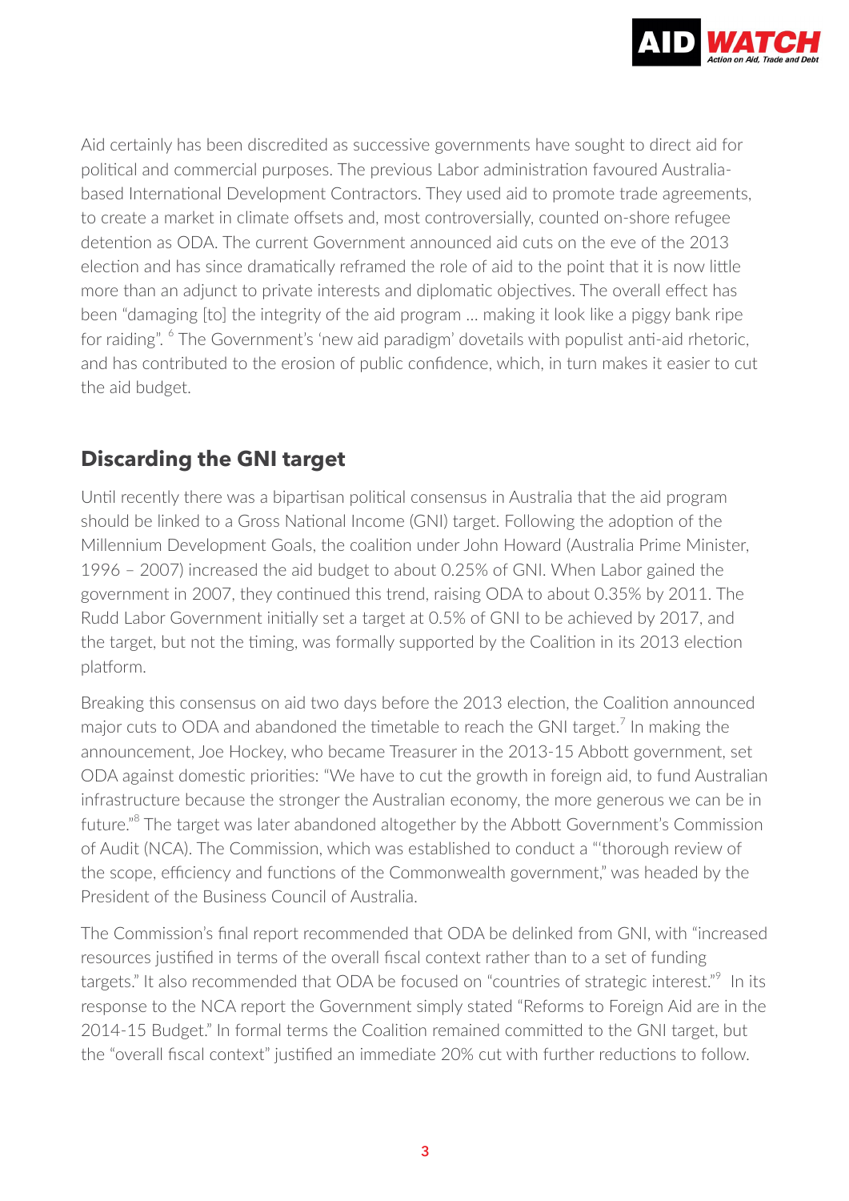Aid certainly has been discredited as successive governments have sought to direct aid for political and commercial purposes. The previous Labor administration favoured Australia-based International Development Contractors. They used aid to promote trade agreements, to create a market in climate offsets and, most controversially, counted on-shore refugee detention as ODA. The current Government announced aid cuts on the eve of the 2013 election and has since dramatically reframed the role of aid to the point that it is now little more than an adjunct to private interests and diplomatic objectives. The overall effect has been "damaging [to] the integrity of the aid program … making it look like a piggy bank ripe for raiding". [6] The Government's 'new aid paradigm' dovetails with populist anti-aid rhetoric, and has contributed to the erosion of public confidence, which, in turn makes it easier to cut the aid budget.

## Discarding the GNI target

Until recently there was a bipartisan political consensus in Australia that the aid program should be linked to a Gross National Income (GNI) target. Following the adoption of the Millennium Development Goals, the coalition under John Howard (Australia Prime Minister, 1996 – 2007) increased the aid budget to about 0.25% of GNI. When Labor gained the government in 2007, they continued this trend, raising ODA to about 0.35% by 2011. The Rudd Labor Government initially set a target at 0.5% of GNI to be achieved by 2017, and the target, but not the timing, was formally supported by the Coalition in its 2013 election platform.

Breaking this consensus on aid two days before the 2013 election, the Coalition announced major cuts to ODA and abandoned the timetable to reach the GNI target.[7] In making the announcement, Joe Hockey, who became Treasurer in the 2013-15 Abbott government, set ODA against domestic priorities: "We have to cut the growth in foreign aid, to fund Australian infrastructure because the stronger the Australian economy, the more generous we can be in future."[8] The target was later abandoned altogether by the Abbott Government's Commission of Audit (NCA). The Commission, which was established to conduct a "'thorough review of the scope, efficiency and functions of the Commonwealth government," was headed by the President of the Business Council of Australia.

The Commission's final report recommended that ODA be delinked from GNI, with "increased resources justified in terms of the overall fiscal context rather than to a set of funding targets." It also recommended that ODA be focused on "countries of strategic interest."[9] In its response to the NCA report the Government simply stated "Reforms to Foreign Aid are in the 2014-15 Budget." In formal terms the Coalition remained committed to the GNI target, but the "overall fiscal context" justified an immediate 20% cut with further reductions to follow.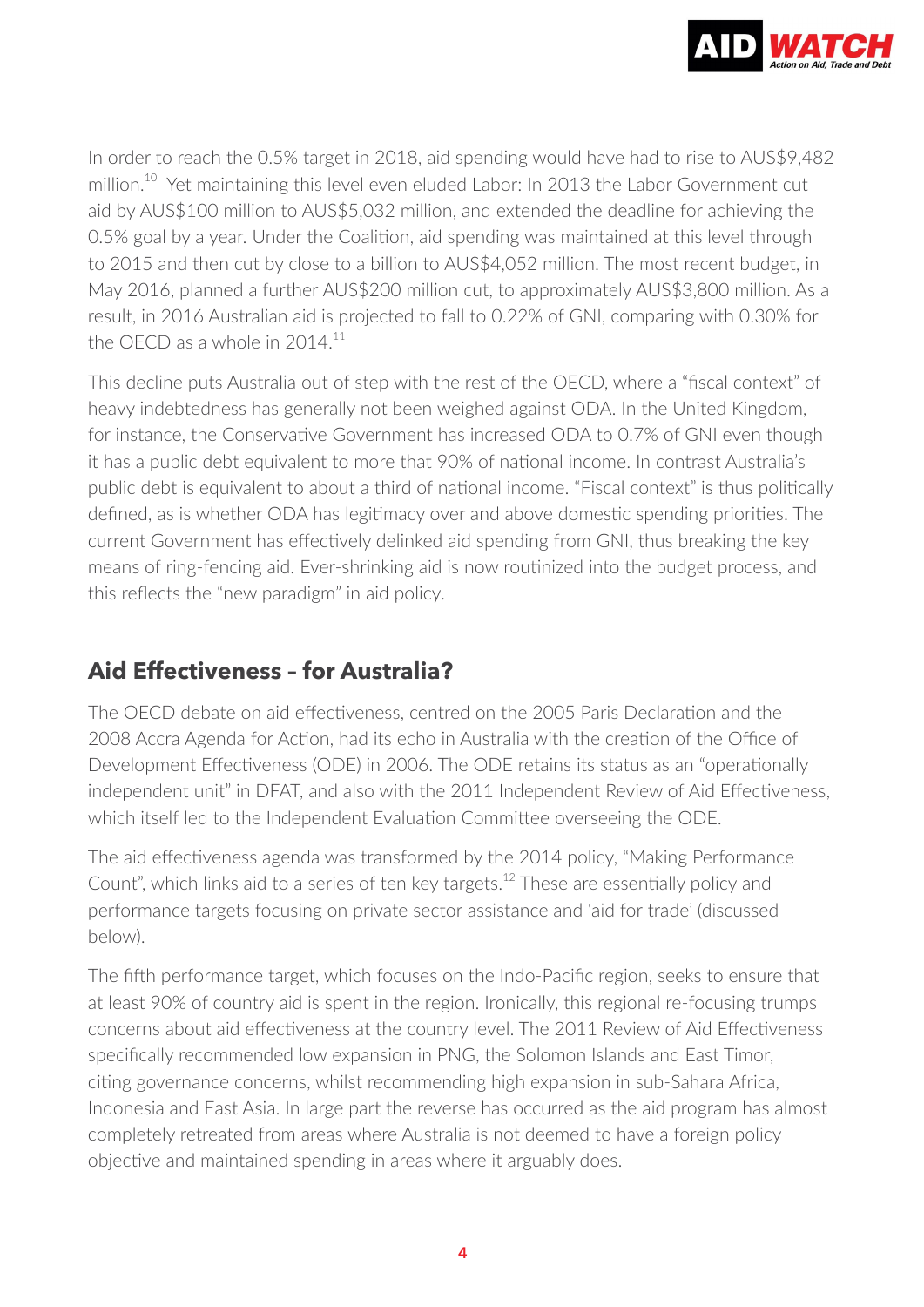In order to reach the 0.5% target in 2018, aid spending would have had to rise to AUS$9,482 million.[10] Yet maintaining this level even eluded Labor: In 2013 the Labor Government cut aid by AUS$100 million to AUS$5,032 million, and extended the deadline for achieving the 0.5% goal by a year. Under the Coalition, aid spending was maintained at this level through to 2015 and then cut by close to a billion to AUS$4,052 million. The most recent budget, in May 2016, planned a further AUS$200 million cut, to approximately AUS$3,800 million. As a result, in 2016 Australian aid is projected to fall to 0.22% of GNI, comparing with 0.30% for the OECD as a whole in 2014.[11]

This decline puts Australia out of step with the rest of the OECD, where a "fiscal context" of heavy indebtedness has generally not been weighed against ODA. In the United Kingdom, for instance, the Conservative Government has increased ODA to 0.7% of GNI even though it has a public debt equivalent to more that 90% of national income. In contrast Australia's public debt is equivalent to about a third of national income. "Fiscal context" is thus politically defined, as is whether ODA has legitimacy over and above domestic spending priorities. The current Government has effectively delinked aid spending from GNI, thus breaking the key means of ring-fencing aid. Ever-shrinking aid is now routinized into the budget process, and this reflects the "new paradigm" in aid policy.

## Aid Effectiveness – for Australia?

The OECD debate on aid effectiveness, centred on the 2005 Paris Declaration and the 2008 Accra Agenda for Action, had its echo in Australia with the creation of the Office of Development Effectiveness (ODE) in 2006. The ODE retains its status as an "operationally independent unit" in DFAT, and also with the 2011 Independent Review of Aid Effectiveness, which itself led to the Independent Evaluation Committee overseeing the ODE.

The aid effectiveness agenda was transformed by the 2014 policy, "Making Performance Count", which links aid to a series of ten key targets.[12] These are essentially policy and performance targets focusing on private sector assistance and 'aid for trade' (discussed below).

The fifth performance target, which focuses on the Indo-Pacific region, seeks to ensure that at least 90% of country aid is spent in the region. Ironically, this regional re-focusing trumps concerns about aid effectiveness at the country level. The 2011 Review of Aid Effectiveness specifically recommended low expansion in PNG, the Solomon Islands and East Timor, citing governance concerns, whilst recommending high expansion in sub-Sahara Africa, Indonesia and East Asia. In large part the reverse has occurred as the aid program has almost completely retreated from areas where Australia is not deemed to have a foreign policy objective and maintained spending in areas where it arguably does.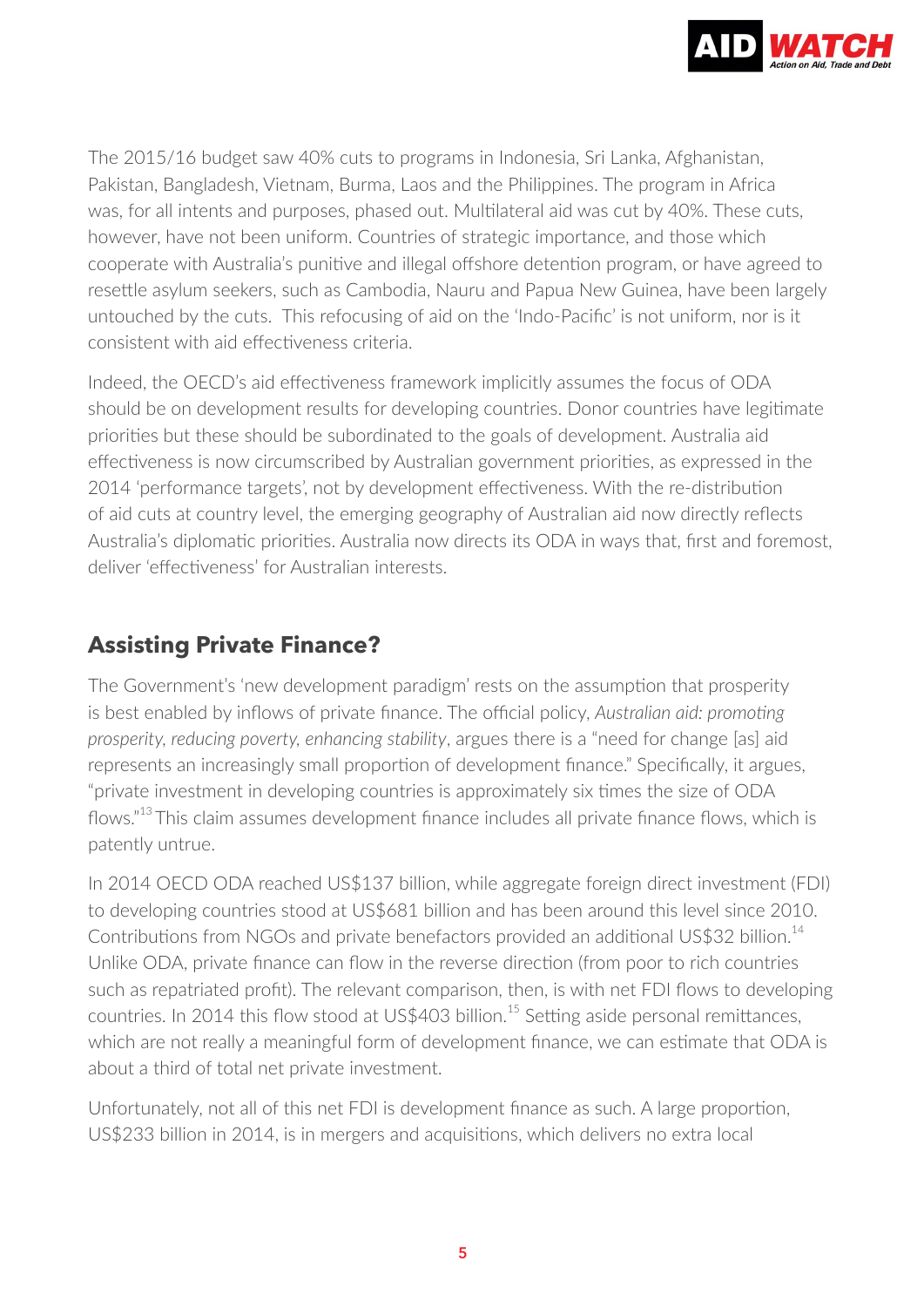The 2015/16 budget saw 40% cuts to programs in Indonesia, Sri Lanka, Afghanistan, Pakistan, Bangladesh, Vietnam, Burma, Laos and the Philippines. The program in Africa was, for all intents and purposes, phased out. Multilateral aid was cut by 40%. These cuts, however, have not been uniform. Countries of strategic importance, and those which cooperate with Australia's punitive and illegal offshore detention program, or have agreed to resettle asylum seekers, such as Cambodia, Nauru and Papua New Guinea, have been largely untouched by the cuts. This refocusing of aid on the 'Indo-Pacific' is not uniform, nor is it consistent with aid effectiveness criteria.

Indeed, the OECD's aid effectiveness framework implicitly assumes the focus of ODA should be on development results for developing countries. Donor countries have legitimate priorities but these should be subordinated to the goals of development. Australia aid effectiveness is now circumscribed by Australian government priorities, as expressed in the 2014 'performance targets', not by development effectiveness. With the re-distribution of aid cuts at country level, the emerging geography of Australian aid now directly reflects Australia's diplomatic priorities. Australia now directs its ODA in ways that, first and foremost, deliver 'effectiveness' for Australian interests.

## Assisting Private Finance?

The Government's 'new development paradigm' rests on the assumption that prosperity is best enabled by inflows of private finance. The official policy, *Australian aid: promoting prosperity, reducing poverty, enhancing stability*, argues there is a "need for change [as] aid represents an increasingly small proportion of development finance." Specifically, it argues, "private investment in developing countries is approximately six times the size of ODA flows."[13] This claim assumes development finance includes all private finance flows, which is patently untrue.

In 2014 OECD ODA reached US$137 billion, while aggregate foreign direct investment (FDI) to developing countries stood at US$681 billion and has been around this level since 2010. Contributions from NGOs and private benefactors provided an additional US$32 billion.[14] Unlike ODA, private finance can flow in the reverse direction (from poor to rich countries such as repatriated profit). The relevant comparison, then, is with net FDI flows to developing countries. In 2014 this flow stood at US$403 billion.[15] Setting aside personal remittances, which are not really a meaningful form of development finance, we can estimate that ODA is about a third of total net private investment.

Unfortunately, not all of this net FDI is development finance as such. A large proportion, US$233 billion in 2014, is in mergers and acquisitions, which delivers no extra local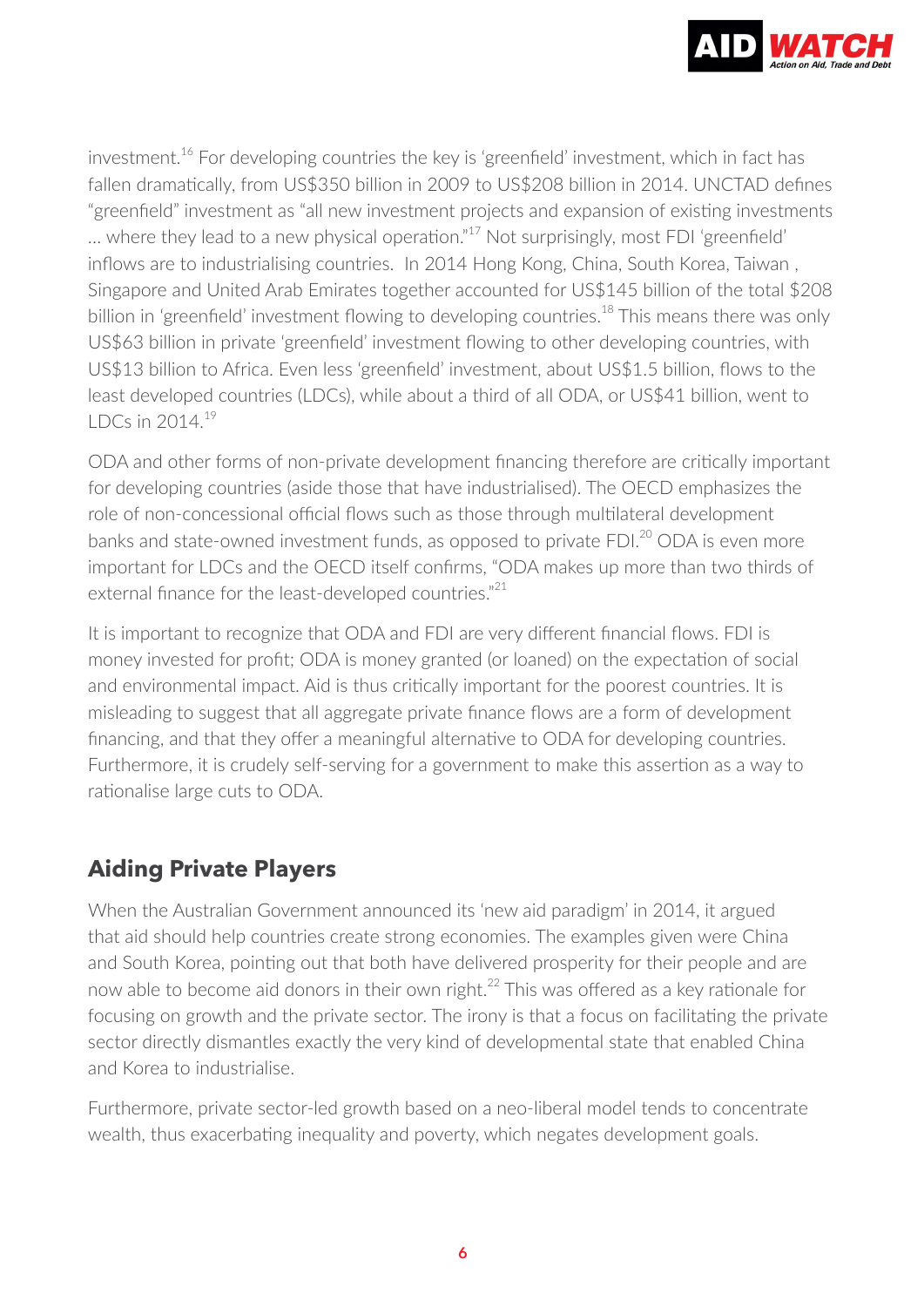investment.[16] For developing countries the key is 'greenfield' investment, which in fact has fallen dramatically, from US$350 billion in 2009 to US$208 billion in 2014. UNCTAD defines "greenfield" investment as "all new investment projects and expansion of existing investments … where they lead to a new physical operation."[17] Not surprisingly, most FDI 'greenfield' inflows are to industrialising countries. In 2014 Hong Kong, China, South Korea, Taiwan , Singapore and United Arab Emirates together accounted for US$145 billion of the total $208 billion in 'greenfield' investment flowing to developing countries.[18] This means there was only US$63 billion in private 'greenfield' investment flowing to other developing countries, with US$13 billion to Africa. Even less 'greenfield' investment, about US$1.5 billion, flows to the least developed countries (LDCs), while about a third of all ODA, or US$41 billion, went to LDCs in 2014.[19]

ODA and other forms of non-private development financing therefore are critically important for developing countries (aside those that have industrialised). The OECD emphasizes the role of non-concessional official flows such as those through multilateral development banks and state-owned investment funds, as opposed to private FDI.[20] ODA is even more important for LDCs and the OECD itself confirms, "ODA makes up more than two thirds of external finance for the least-developed countries."[21]

It is important to recognize that ODA and FDI are very different financial flows. FDI is money invested for profit; ODA is money granted (or loaned) on the expectation of social and environmental impact. Aid is thus critically important for the poorest countries. It is misleading to suggest that all aggregate private finance flows are a form of development financing, and that they offer a meaningful alternative to ODA for developing countries. Furthermore, it is crudely self-serving for a government to make this assertion as a way to rationalise large cuts to ODA.

## Aiding Private Players

When the Australian Government announced its 'new aid paradigm' in 2014, it argued that aid should help countries create strong economies. The examples given were China and South Korea, pointing out that both have delivered prosperity for their people and are now able to become aid donors in their own right.[22] This was offered as a key rationale for focusing on growth and the private sector. The irony is that a focus on facilitating the private sector directly dismantles exactly the very kind of developmental state that enabled China and Korea to industrialise.

Furthermore, private sector-led growth based on a neo-liberal model tends to concentrate wealth, thus exacerbating inequality and poverty, which negates development goals.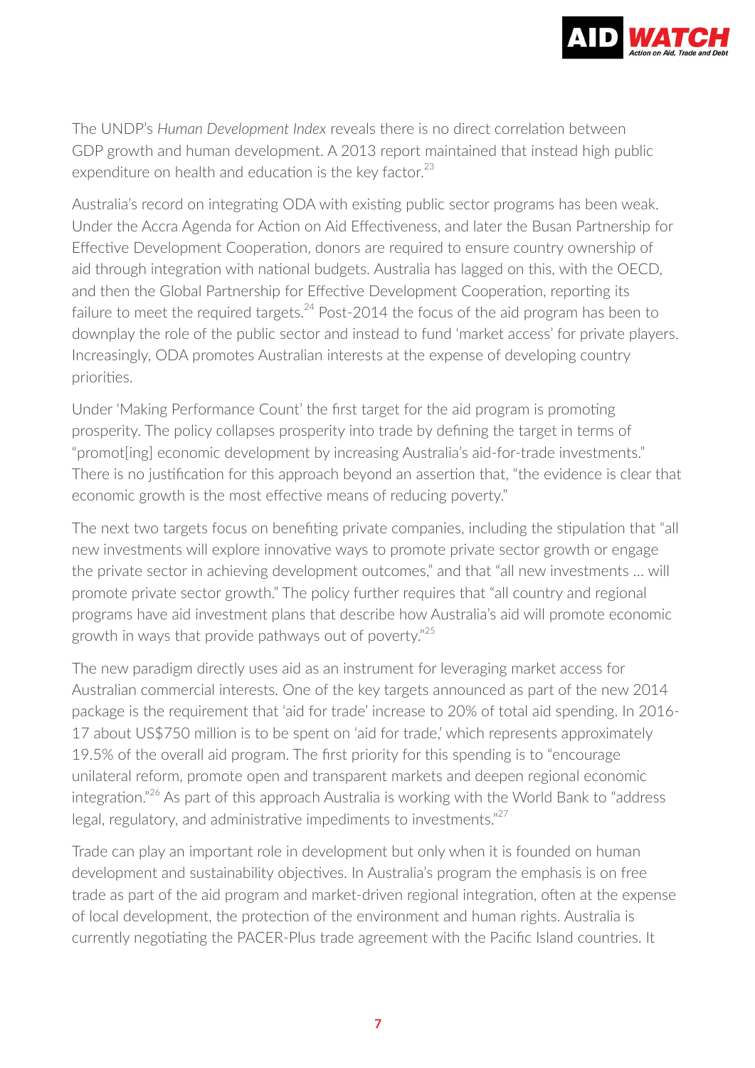The UNDP's *Human Development Index* reveals there is no direct correlation between GDP growth and human development. A 2013 report maintained that instead high public expenditure on health and education is the key factor.[23]

Australia's record on integrating ODA with existing public sector programs has been weak. Under the Accra Agenda for Action on Aid Effectiveness, and later the Busan Partnership for Effective Development Cooperation, donors are required to ensure country ownership of aid through integration with national budgets. Australia has lagged on this, with the OECD, and then the Global Partnership for Effective Development Cooperation, reporting its failure to meet the required targets.[24] Post-2014 the focus of the aid program has been to downplay the role of the public sector and instead to fund 'market access' for private players. Increasingly, ODA promotes Australian interests at the expense of developing country priorities.

Under 'Making Performance Count' the first target for the aid program is promoting prosperity. The policy collapses prosperity into trade by defining the target in terms of "promot[ing] economic development by increasing Australia's aid-for-trade investments." There is no justification for this approach beyond an assertion that, "the evidence is clear that economic growth is the most effective means of reducing poverty."

The next two targets focus on benefiting private companies, including the stipulation that "all new investments will explore innovative ways to promote private sector growth or engage the private sector in achieving development outcomes," and that "all new investments … will promote private sector growth." The policy further requires that "all country and regional programs have aid investment plans that describe how Australia's aid will promote economic growth in ways that provide pathways out of poverty."[25]

The new paradigm directly uses aid as an instrument for leveraging market access for Australian commercial interests. One of the key targets announced as part of the new 2014 package is the requirement that 'aid for trade' increase to 20% of total aid spending. In 2016-17 about US$750 million is to be spent on 'aid for trade,' which represents approximately 19.5% of the overall aid program. The first priority for this spending is to "encourage unilateral reform, promote open and transparent markets and deepen regional economic integration."[26] As part of this approach Australia is working with the World Bank to "address legal, regulatory, and administrative impediments to investments."[27]

Trade can play an important role in development but only when it is founded on human development and sustainability objectives. In Australia's program the emphasis is on free trade as part of the aid program and market-driven regional integration, often at the expense of local development, the protection of the environment and human rights. Australia is currently negotiating the PACER-Plus trade agreement with the Pacific Island countries. It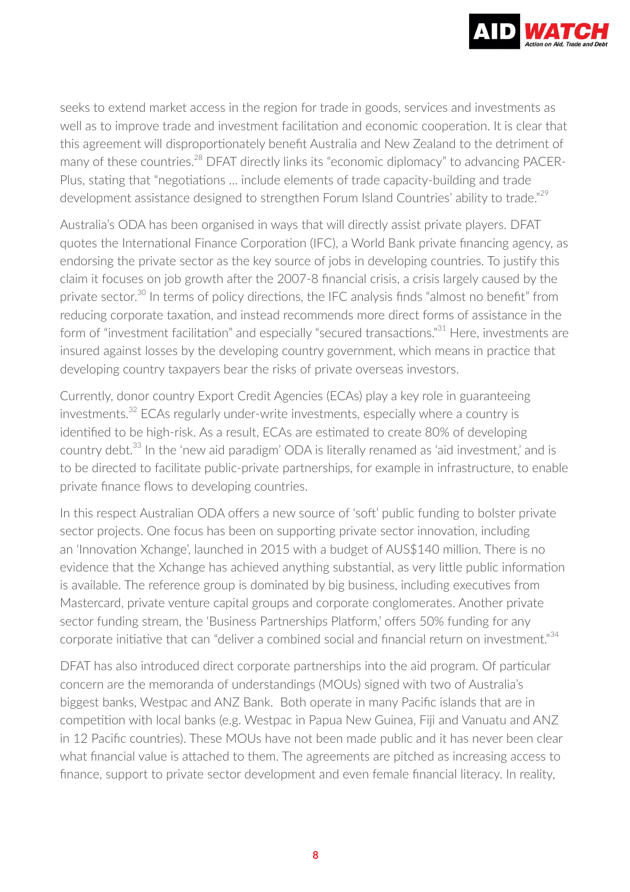seeks to extend market access in the region for trade in goods, services and investments as well as to improve trade and investment facilitation and economic cooperation. It is clear that this agreement will disproportionately benefit Australia and New Zealand to the detriment of many of these countries.[28] DFAT directly links its "economic diplomacy" to advancing PACER-Plus, stating that "negotiations … include elements of trade capacity-building and trade development assistance designed to strengthen Forum Island Countries' ability to trade."[29]

Australia's ODA has been organised in ways that will directly assist private players. DFAT quotes the International Finance Corporation (IFC), a World Bank private financing agency, as endorsing the private sector as the key source of jobs in developing countries. To justify this claim it focuses on job growth after the 2007-8 financial crisis, a crisis largely caused by the private sector.[30] In terms of policy directions, the IFC analysis finds "almost no benefit" from reducing corporate taxation, and instead recommends more direct forms of assistance in the form of "investment facilitation" and especially "secured transactions."[31] Here, investments are insured against losses by the developing country government, which means in practice that developing country taxpayers bear the risks of private overseas investors.

Currently, donor country Export Credit Agencies (ECAs) play a key role in guaranteeing investments.[32] ECAs regularly under-write investments, especially where a country is identified to be high-risk. As a result, ECAs are estimated to create 80% of developing country debt.[33] In the 'new aid paradigm' ODA is literally renamed as 'aid investment,' and is to be directed to facilitate public-private partnerships, for example in infrastructure, to enable private finance flows to developing countries.

In this respect Australian ODA offers a new source of 'soft' public funding to bolster private sector projects. One focus has been on supporting private sector innovation, including an 'Innovation Xchange', launched in 2015 with a budget of AUS$140 million. There is no evidence that the Xchange has achieved anything substantial, as very little public information is available. The reference group is dominated by big business, including executives from Mastercard, private venture capital groups and corporate conglomerates. Another private sector funding stream, the 'Business Partnerships Platform,' offers 50% funding for any corporate initiative that can "deliver a combined social and financial return on investment."[34]

DFAT has also introduced direct corporate partnerships into the aid program. Of particular concern are the memoranda of understandings (MOUs) signed with two of Australia's biggest banks, Westpac and ANZ Bank. Both operate in many Pacific islands that are in competition with local banks (e.g. Westpac in Papua New Guinea, Fiji and Vanuatu and ANZ in 12 Pacific countries). These MOUs have not been made public and it has never been clear what financial value is attached to them. The agreements are pitched as increasing access to finance, support to private sector development and even female financial literacy. In reality,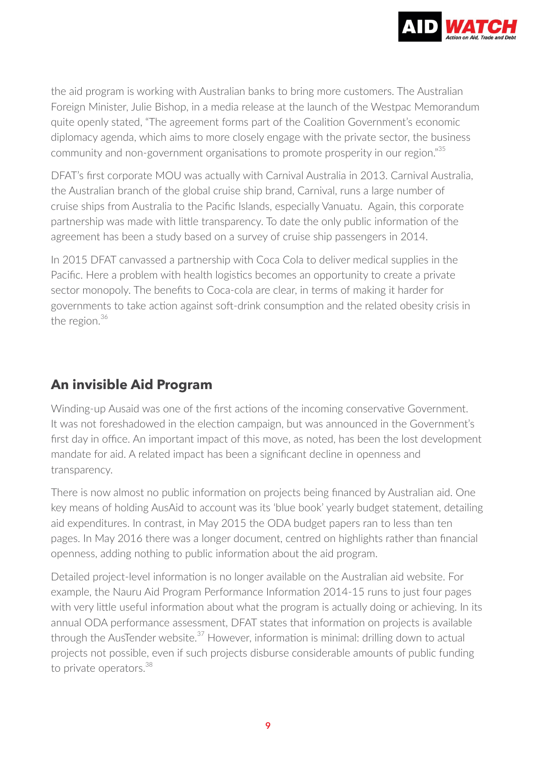the aid program is working with Australian banks to bring more customers. The Australian Foreign Minister, Julie Bishop, in a media release at the launch of the Westpac Memorandum quite openly stated, "The agreement forms part of the Coalition Government's economic diplomacy agenda, which aims to more closely engage with the private sector, the business community and non-government organisations to promote prosperity in our region."[35]

DFAT's first corporate MOU was actually with Carnival Australia in 2013. Carnival Australia, the Australian branch of the global cruise ship brand, Carnival, runs a large number of cruise ships from Australia to the Pacific Islands, especially Vanuatu. Again, this corporate partnership was made with little transparency. To date the only public information of the agreement has been a study based on a survey of cruise ship passengers in 2014.

In 2015 DFAT canvassed a partnership with Coca Cola to deliver medical supplies in the Pacific. Here a problem with health logistics becomes an opportunity to create a private sector monopoly. The benefits to Coca-cola are clear, in terms of making it harder for governments to take action against soft-drink consumption and the related obesity crisis in the region.[36]

## An invisible Aid Program

Winding-up Ausaid was one of the first actions of the incoming conservative Government. It was not foreshadowed in the election campaign, but was announced in the Government's first day in office. An important impact of this move, as noted, has been the lost development mandate for aid. A related impact has been a significant decline in openness and transparency.

There is now almost no public information on projects being financed by Australian aid. One key means of holding AusAid to account was its 'blue book' yearly budget statement, detailing aid expenditures. In contrast, in May 2015 the ODA budget papers ran to less than ten pages. In May 2016 there was a longer document, centred on highlights rather than financial openness, adding nothing to public information about the aid program.

Detailed project-level information is no longer available on the Australian aid website. For example, the Nauru Aid Program Performance Information 2014-15 runs to just four pages with very little useful information about what the program is actually doing or achieving. In its annual ODA performance assessment, DFAT states that information on projects is available through the AusTender website.[37] However, information is minimal: drilling down to actual projects not possible, even if such projects disburse considerable amounts of public funding to private operators.[38]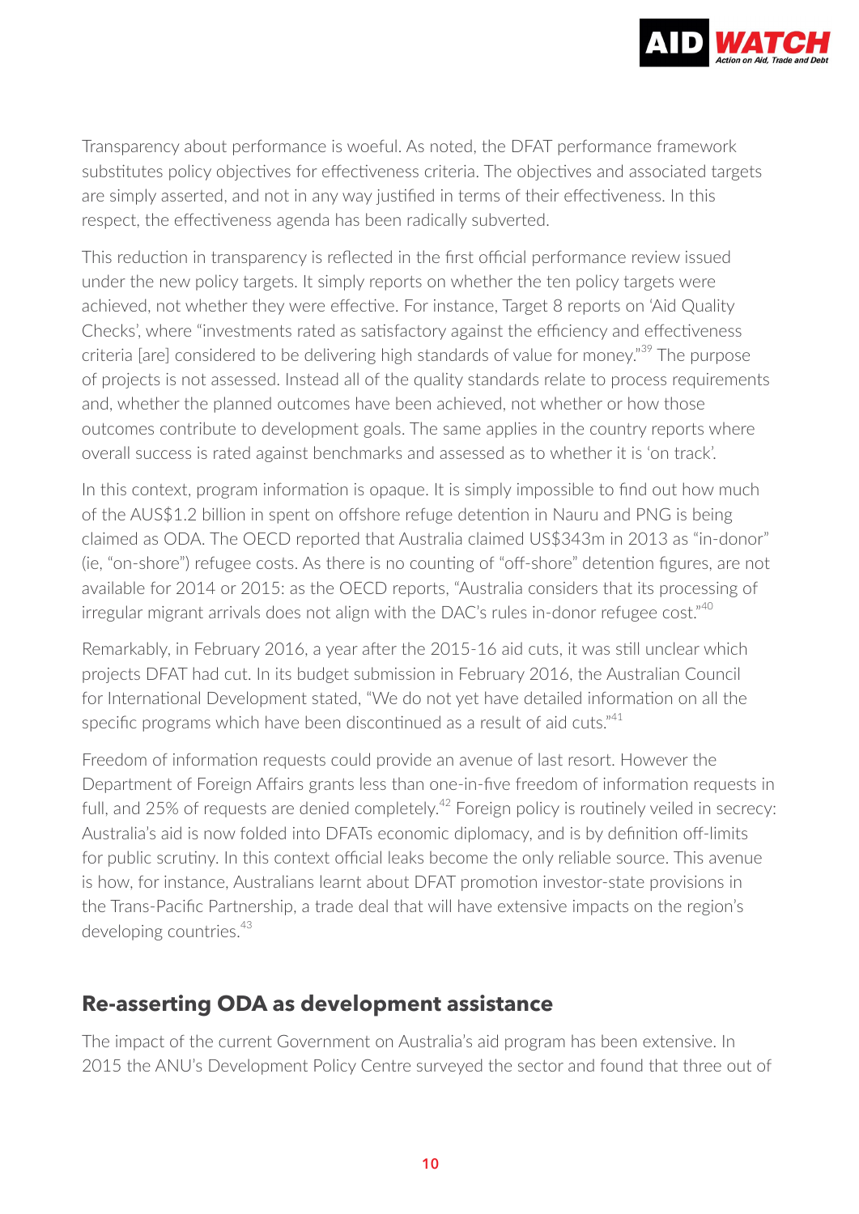Transparency about performance is woeful. As noted, the DFAT performance framework substitutes policy objectives for effectiveness criteria. The objectives and associated targets are simply asserted, and not in any way justified in terms of their effectiveness. In this respect, the effectiveness agenda has been radically subverted.

This reduction in transparency is reflected in the first official performance review issued under the new policy targets. It simply reports on whether the ten policy targets were achieved, not whether they were effective. For instance, Target 8 reports on 'Aid Quality Checks', where "investments rated as satisfactory against the efficiency and effectiveness criteria [are] considered to be delivering high standards of value for money."[39] The purpose of projects is not assessed. Instead all of the quality standards relate to process requirements and, whether the planned outcomes have been achieved, not whether or how those outcomes contribute to development goals. The same applies in the country reports where overall success is rated against benchmarks and assessed as to whether it is 'on track'.

In this context, program information is opaque. It is simply impossible to find out how much of the AUS$1.2 billion in spent on offshore refuge detention in Nauru and PNG is being claimed as ODA. The OECD reported that Australia claimed US$343m in 2013 as "in-donor" (ie, "on-shore") refugee costs. As there is no counting of "off-shore" detention figures, are not available for 2014 or 2015: as the OECD reports, "Australia considers that its processing of irregular migrant arrivals does not align with the DAC's rules in-donor refugee cost."[40]

Remarkably, in February 2016, a year after the 2015-16 aid cuts, it was still unclear which projects DFAT had cut. In its budget submission in February 2016, the Australian Council for International Development stated, "We do not yet have detailed information on all the specific programs which have been discontinued as a result of aid cuts."[41]

Freedom of information requests could provide an avenue of last resort. However the Department of Foreign Affairs grants less than one-in-five freedom of information requests in full, and 25% of requests are denied completely.[42] Foreign policy is routinely veiled in secrecy: Australia's aid is now folded into DFATs economic diplomacy, and is by definition off-limits for public scrutiny. In this context official leaks become the only reliable source. This avenue is how, for instance, Australians learnt about DFAT promotion investor-state provisions in the Trans-Pacific Partnership, a trade deal that will have extensive impacts on the region's developing countries.[43]

## Re-asserting ODA as development assistance

The impact of the current Government on Australia's aid program has been extensive. In 2015 the ANU's Development Policy Centre surveyed the sector and found that three out of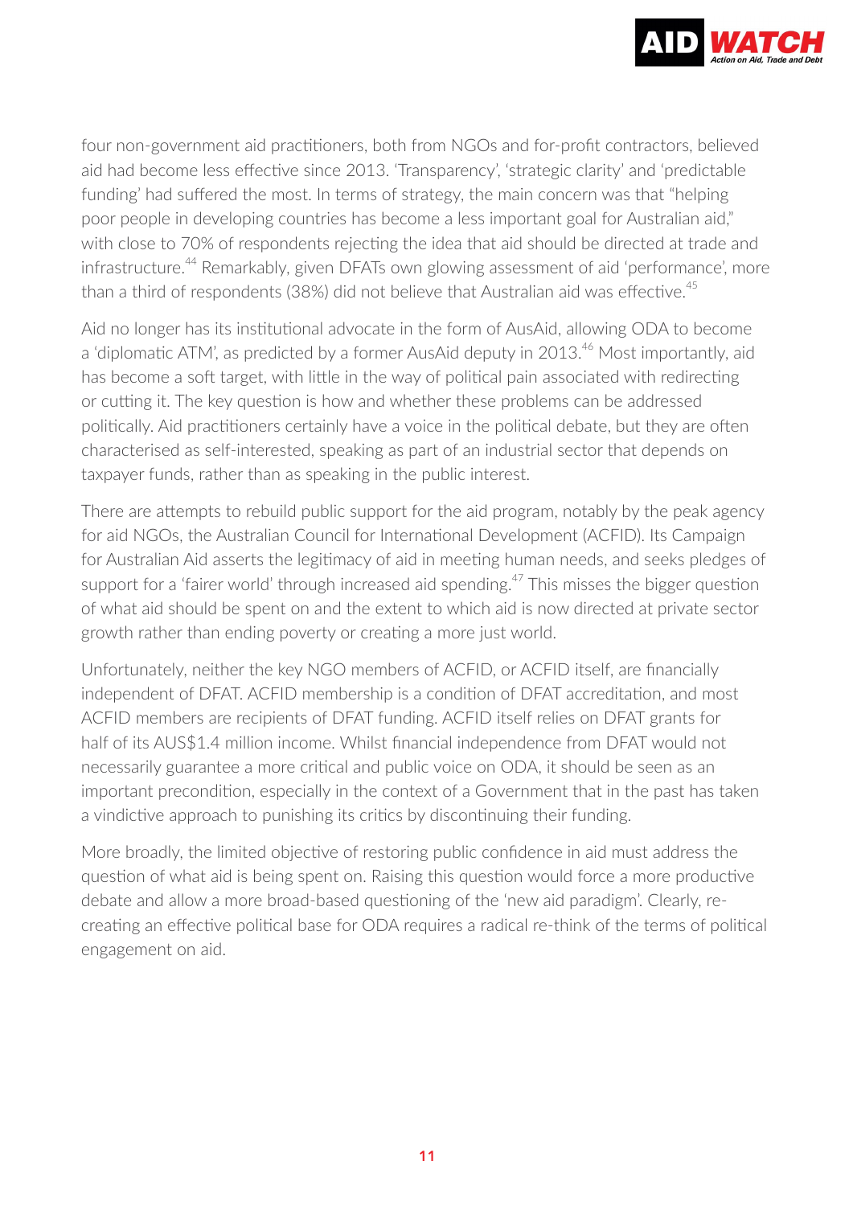four non-government aid practitioners, both from NGOs and for-profit contractors, believed aid had become less effective since 2013. 'Transparency', 'strategic clarity' and 'predictable funding' had suffered the most. In terms of strategy, the main concern was that "helping poor people in developing countries has become a less important goal for Australian aid," with close to 70% of respondents rejecting the idea that aid should be directed at trade and infrastructure.[44] Remarkably, given DFATs own glowing assessment of aid 'performance', more than a third of respondents (38%) did not believe that Australian aid was effective.[45]

Aid no longer has its institutional advocate in the form of AusAid, allowing ODA to become a 'diplomatic ATM', as predicted by a former AusAid deputy in 2013.[46] Most importantly, aid has become a soft target, with little in the way of political pain associated with redirecting or cutting it. The key question is how and whether these problems can be addressed politically. Aid practitioners certainly have a voice in the political debate, but they are often characterised as self-interested, speaking as part of an industrial sector that depends on taxpayer funds, rather than as speaking in the public interest.

There are attempts to rebuild public support for the aid program, notably by the peak agency for aid NGOs, the Australian Council for International Development (ACFID). Its Campaign for Australian Aid asserts the legitimacy of aid in meeting human needs, and seeks pledges of support for a 'fairer world' through increased aid spending.[47] This misses the bigger question of what aid should be spent on and the extent to which aid is now directed at private sector growth rather than ending poverty or creating a more just world.

Unfortunately, neither the key NGO members of ACFID, or ACFID itself, are financially independent of DFAT. ACFID membership is a condition of DFAT accreditation, and most ACFID members are recipients of DFAT funding. ACFID itself relies on DFAT grants for half of its AUS$1.4 million income. Whilst financial independence from DFAT would not necessarily guarantee a more critical and public voice on ODA, it should be seen as an important precondition, especially in the context of a Government that in the past has taken a vindictive approach to punishing its critics by discontinuing their funding.

More broadly, the limited objective of restoring public confidence in aid must address the question of what aid is being spent on. Raising this question would force a more productive debate and allow a more broad-based questioning of the 'new aid paradigm'. Clearly, re-creating an effective political base for ODA requires a radical re-think of the terms of political engagement on aid.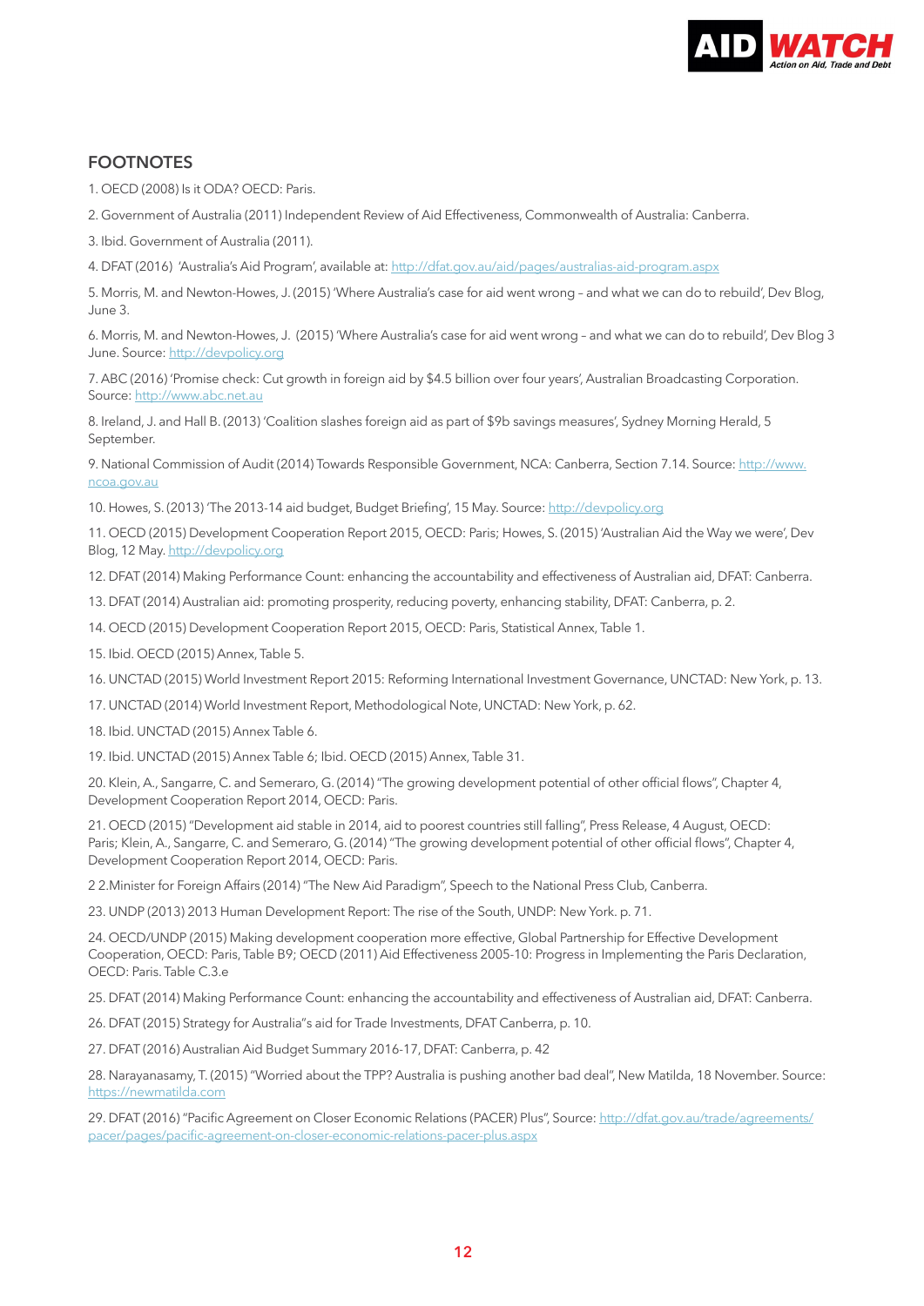## FOOTNOTES

1. OECD (2008) Is it ODA? OECD: Paris.

2. Government of Australia (2011) Independent Review of Aid Effectiveness, Commonwealth of Australia: Canberra.

3. Ibid. Government of Australia (2011).

4. DFAT (2016) 'Australia's Aid Program', available at: http://dfat.gov.au/aid/pages/australias-aid-program.aspx

5. Morris, M. and Newton-Howes, J. (2015) 'Where Australia's case for aid went wrong – and what we can do to rebuild', Dev Blog, June 3.

6. Morris, M. and Newton-Howes, J. (2015) 'Where Australia's case for aid went wrong – and what we can do to rebuild', Dev Blog 3 June. Source: http://devpolicy.org

7. ABC (2016) 'Promise check: Cut growth in foreign aid by $4.5 billion over four years', Australian Broadcasting Corporation. Source: http://www.abc.net.au

8. Ireland, J. and Hall B. (2013) 'Coalition slashes foreign aid as part of $9b savings measures', Sydney Morning Herald, 5 September.

9. National Commission of Audit (2014) Towards Responsible Government, NCA: Canberra, Section 7.14. Source: http://www.ncoa.gov.au

10. Howes, S. (2013) 'The 2013-14 aid budget, Budget Briefing', 15 May. Source: http://devpolicy.org

11. OECD (2015) Development Cooperation Report 2015, OECD: Paris; Howes, S. (2015) 'Australian Aid the Way we were', Dev Blog, 12 May. http://devpolicy.org

12. DFAT (2014) Making Performance Count: enhancing the accountability and effectiveness of Australian aid, DFAT: Canberra.

13. DFAT (2014) Australian aid: promoting prosperity, reducing poverty, enhancing stability, DFAT: Canberra, p. 2.

14. OECD (2015) Development Cooperation Report 2015, OECD: Paris, Statistical Annex, Table 1.

15. Ibid. OECD (2015) Annex, Table 5.

16. UNCTAD (2015) World Investment Report 2015: Reforming International Investment Governance, UNCTAD: New York, p. 13.

17. UNCTAD (2014) World Investment Report, Methodological Note, UNCTAD: New York, p. 62.

18. Ibid. UNCTAD (2015) Annex Table 6.

19. Ibid. UNCTAD (2015) Annex Table 6; Ibid. OECD (2015) Annex, Table 31.

20. Klein, A., Sangarre, C. and Semeraro, G. (2014) "The growing development potential of other official flows", Chapter 4, Development Cooperation Report 2014, OECD: Paris.

21. OECD (2015) "Development aid stable in 2014, aid to poorest countries still falling", Press Release, 4 August, OECD: Paris; Klein, A., Sangarre, C. and Semeraro, G. (2014) "The growing development potential of other official flows", Chapter 4, Development Cooperation Report 2014, OECD: Paris.

2 2.Minister for Foreign Affairs (2014) "The New Aid Paradigm", Speech to the National Press Club, Canberra.

23. UNDP (2013) 2013 Human Development Report: The rise of the South, UNDP: New York. p. 71.

24. OECD/UNDP (2015) Making development cooperation more effective, Global Partnership for Effective Development Cooperation, OECD: Paris, Table B9; OECD (2011) Aid Effectiveness 2005-10: Progress in Implementing the Paris Declaration, OECD: Paris. Table C.3.e

25. DFAT (2014) Making Performance Count: enhancing the accountability and effectiveness of Australian aid, DFAT: Canberra.

26. DFAT (2015) Strategy for Australia"s aid for Trade Investments, DFAT Canberra, p. 10.

27. DFAT (2016) Australian Aid Budget Summary 2016-17, DFAT: Canberra, p. 42

28. Narayanasamy, T. (2015) "Worried about the TPP? Australia is pushing another bad deal", New Matilda, 18 November. Source: https://newmatilda.com

29. DFAT (2016) "Pacific Agreement on Closer Economic Relations (PACER) Plus", Source: http://dfat.gov.au/trade/agreements/pacer/pages/pacific-agreement-on-closer-economic-relations-pacer-plus.aspx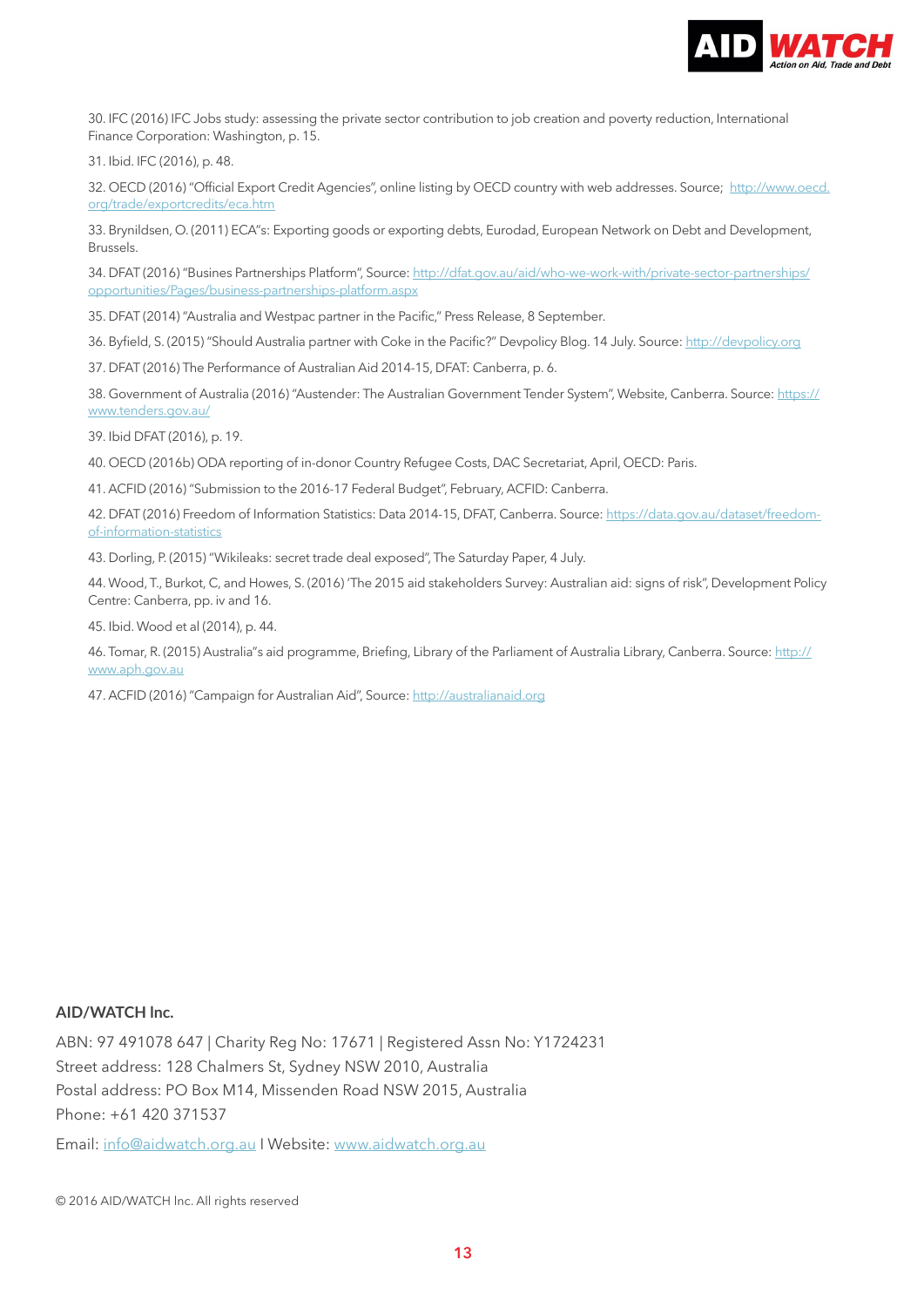30. IFC (2016) IFC Jobs study: assessing the private sector contribution to job creation and poverty reduction, International Finance Corporation: Washington, p. 15.

31. Ibid. IFC (2016), p. 48.

32. OECD (2016) "Official Export Credit Agencies", online listing by OECD country with web addresses. Source; http://www.oecd.org/trade/exportcredits/eca.htm

33. Brynildsen, O. (2011) ECA"s: Exporting goods or exporting debts, Eurodad, European Network on Debt and Development, Brussels.

34. DFAT (2016) "Busines Partnerships Platform", Source: http://dfat.gov.au/aid/who-we-work-with/private-sector-partnerships/opportunities/Pages/business-partnerships-platform.aspx

35. DFAT (2014) "Australia and Westpac partner in the Pacific," Press Release, 8 September.

36. Byfield, S. (2015) "Should Australia partner with Coke in the Pacific?" Devpolicy Blog. 14 July. Source: http://devpolicy.org

37. DFAT (2016) The Performance of Australian Aid 2014-15, DFAT: Canberra, p. 6.

38. Government of Australia (2016) "Austender: The Australian Government Tender System", Website, Canberra. Source: https://www.tenders.gov.au/

39. Ibid DFAT (2016), p. 19.

40. OECD (2016b) ODA reporting of in-donor Country Refugee Costs, DAC Secretariat, April, OECD: Paris.

41. ACFID (2016) "Submission to the 2016-17 Federal Budget", February, ACFID: Canberra.

42. DFAT (2016) Freedom of Information Statistics: Data 2014-15, DFAT, Canberra. Source: https://data.gov.au/dataset/freedom-of-information-statistics

43. Dorling, P. (2015) "Wikileaks: secret trade deal exposed", The Saturday Paper, 4 July.

44. Wood, T., Burkot, C, and Howes, S. (2016) 'The 2015 aid stakeholders Survey: Australian aid: signs of risk", Development Policy Centre: Canberra, pp. iv and 16.

45. Ibid. Wood et al (2014), p. 44.

46. Tomar, R. (2015) Australia"s aid programme, Briefing, Library of the Parliament of Australia Library, Canberra. Source: http://www.aph.gov.au

47. ACFID (2016) "Campaign for Australian Aid", Source: http://australianaid.org

**AID/WATCH Inc.**

ABN: 97 491078 647 | Charity Reg No: 17671 | Registered Assn No: Y1724231
Street address: 128 Chalmers St, Sydney NSW 2010, Australia
Postal address: PO Box M14, Missenden Road NSW 2015, Australia
Phone: +61 420 371537

Email: info@aidwatch.org.au I Website: www.aidwatch.org.au

© 2016 AID/WATCH Inc. All rights reserved